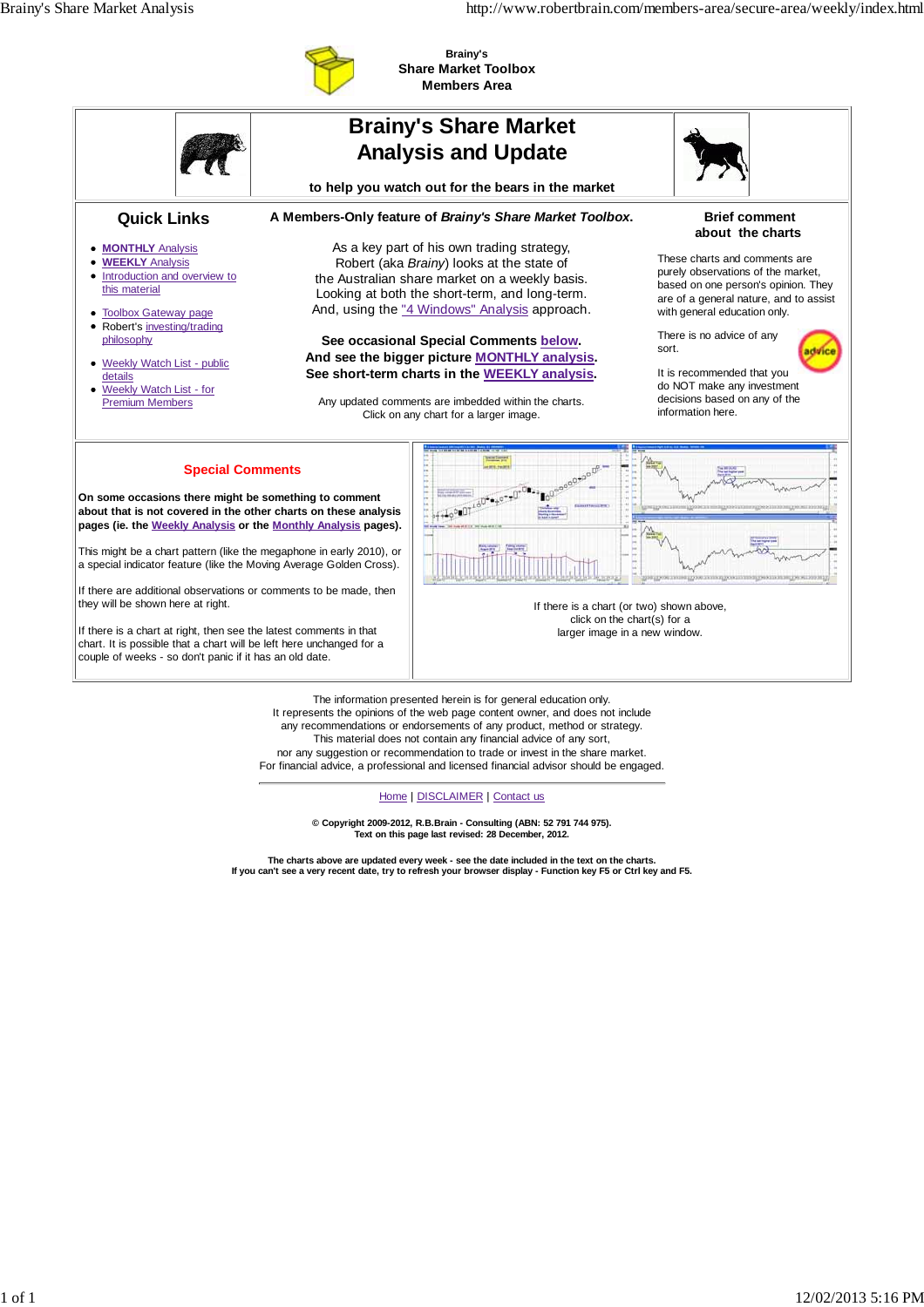**Brainy's**
**Share Market Toolbox**
**Members Area**

# Brainy's Share Market Analysis and Update

**to help you watch out for the bears in the market**

## Quick Links

- **MONTHLY** Analysis
- **WEEKLY** Analysis
- Introduction and overview to this material
- Toolbox Gateway page
- Robert's investing/trading philosophy
- Weekly Watch List - public details
- Weekly Watch List - for Premium Members

**A Members-Only feature of *Brainy's Share Market Toolbox*.**

As a key part of his own trading strategy, Robert (aka *Brainy*) looks at the state of the Australian share market on a weekly basis. Looking at both the short-term, and long-term. And, using the "4 Windows" Analysis approach.

**See occasional Special Comments below.**
**And see the bigger picture MONTHLY analysis.**
**See short-term charts in the WEEKLY analysis.**

Any updated comments are imbedded within the charts.
Click on any chart for a larger image.

**Brief comment about the charts**

These charts and comments are purely observations of the market, based on one person's opinion. They are of a general nature, and to assist with general education only.

There is no advice of any sort.

It is recommended that you do NOT make any investment decisions based on any of the information here.

## Special Comments

**On some occasions there might be something to comment about that is not covered in the other charts on these analysis pages (ie. the Weekly Analysis or the Monthly Analysis pages).**

This might be a chart pattern (like the megaphone in early 2010), or a special indicator feature (like the Moving Average Golden Cross).

If there are additional observations or comments to be made, then they will be shown here at right.

If there is a chart at right, then see the latest comments in that chart. It is possible that a chart will be left here unchanged for a couple of weeks - so don't panic if it has an old date.

If there is a chart (or two) shown above, click on the chart(s) for a larger image in a new window.

The information presented herein is for general education only.
It represents the opinions of the web page content owner, and does not include any recommendations or endorsements of any product, method or strategy.
This material does not contain any financial advice of any sort,
nor any suggestion or recommendation to trade or invest in the share market.
For financial advice, a professional and licensed financial advisor should be engaged.

---

Home | DISCLAIMER | Contact us

**© Copyright 2009-2012, R.B.Brain - Consulting (ABN: 52 791 744 975).**
**Text on this page last revised: 28 December, 2012.**

**The charts above are updated every week - see the date included in the text on the charts.**
**If you can't see a very recent date, try to refresh your browser display - Function key F5 or Ctrl key and F5.**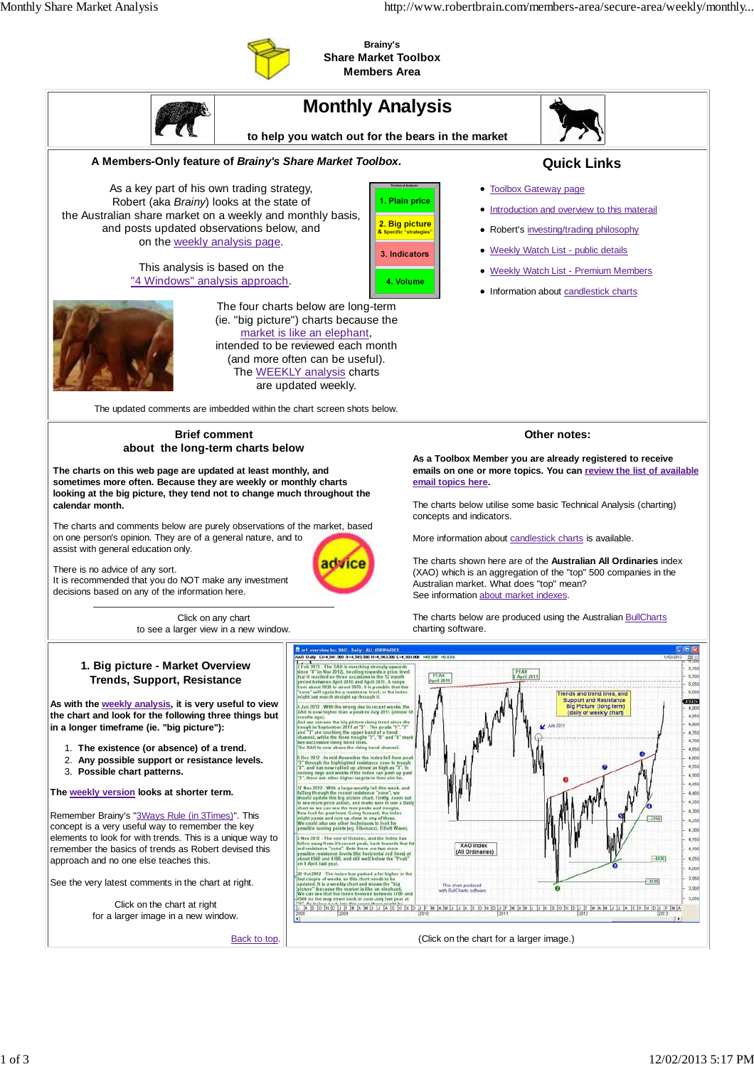Brainy's
Share Market Toolbox
Members Area

# Monthly Analysis

to help you watch out for the bears in the market

**A Members-Only feature of *Brainy's Share Market Toolbox*.**

As a key part of his own trading strategy, Robert (aka *Brainy*) looks at the state of the Australian share market on a weekly and monthly basis, and posts updated observations below, and on the weekly analysis page.

This analysis is based on the "4 Windows" analysis approach.

1. Plain price
2. Big picture & Specific "strategies"
3. Indicators
4. Volume

The four charts below are long-term (ie. "big picture") charts because the market is like an elephant, intended to be reviewed each month (and more often can be useful). The WEEKLY analysis charts are updated weekly.

The updated comments are imbedded within the chart screen shots below.

## Quick Links

- Toolbox Gateway page
- Introduction and overview to this materail
- Robert's investing/trading philosophy
- Weekly Watch List - public details
- Weekly Watch List - Premium Members
- Information about candlestick charts

## Brief comment about the long-term charts below

**The charts on this web page are updated at least monthly, and sometimes more often. Because they are weekly or monthly charts looking at the big picture, they tend not to change much throughout the calendar month.**

The charts and comments below are purely observations of the market, based on one person's opinion. They are of a general nature, and to assist with general education only.

There is no advice of any sort.
It is recommended that you do NOT make any investment decisions based on any of the information here.

Click on any chart to see a larger view in a new window.

## Other notes:

**As a Toolbox Member you are already registered to receive emails on one or more topics. You can review the list of available email topics here.**

The charts below utilise some basic Technical Analysis (charting) concepts and indicators.

More information about candlestick charts is available.

The charts shown here are of the **Australian All Ordinaries** index (XAO) which is an aggregation of the "top" 500 companies in the Australian market. What does "top" mean?
See information about market indexes.

The charts below are produced using the Australian BullCharts charting software.

## 1. Big picture - Market Overview Trends, Support, Resistance

**As with the weekly analysis, it is very useful to view the chart and look for the following three things but in a longer timeframe (ie. "big picture"):**

1. **The existence (or absence) of a trend.**
2. **Any possible support or resistance levels.**
3. **Possible chart patterns.**

**The weekly version looks at shorter term.**

Remember Brainy's "3Ways Rule (in 3Times)". This concept is a very useful way to remember the key elements to look for with trends. This is a unique way to remember the basics of trends as Robert devised this approach and no one else teaches this.

See the very latest comments in the chart at right.

Click on the chart at right for a larger image in a new window.

Back to top.

(Click on the chart for a larger image.)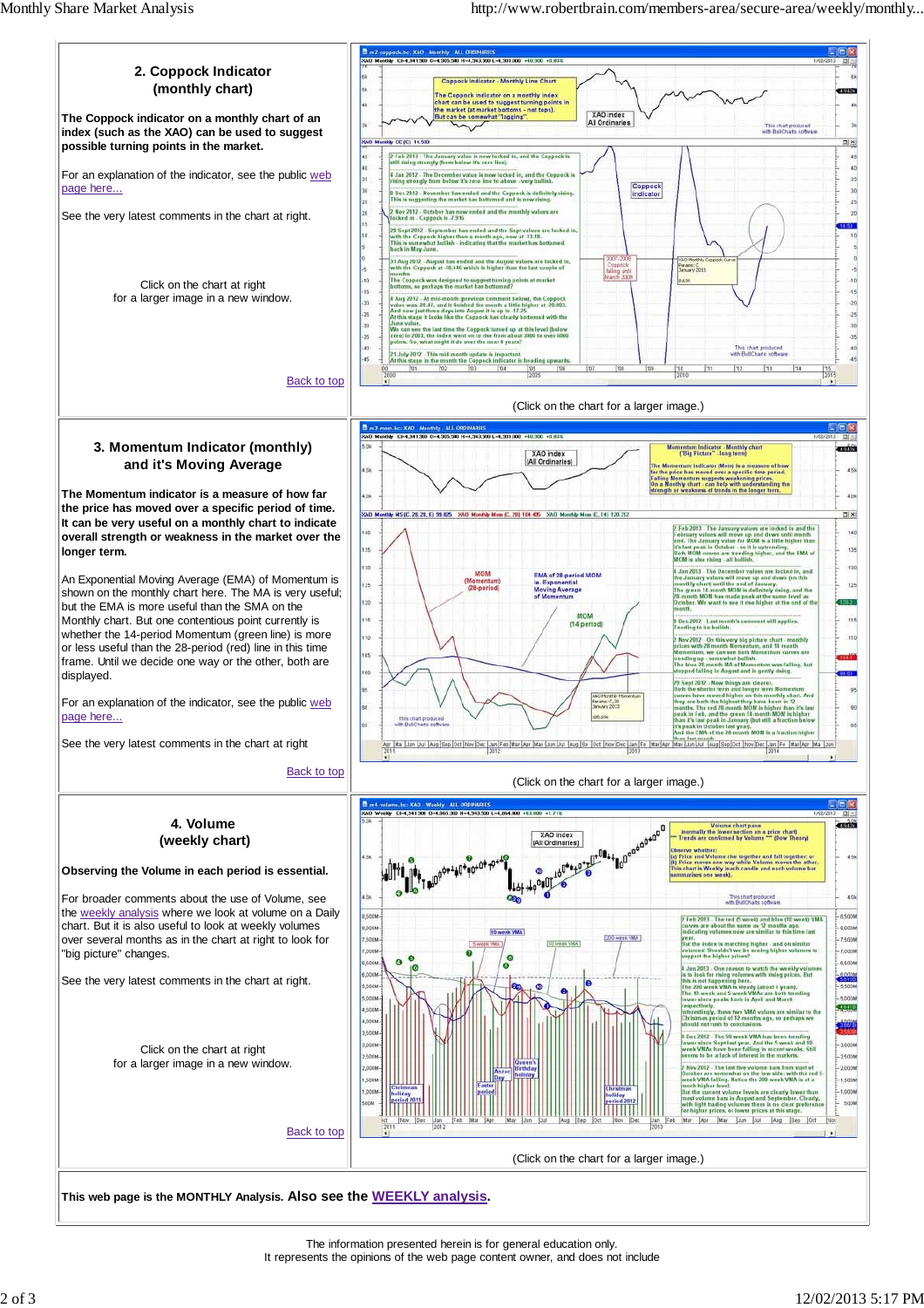## 2. Coppock Indicator (monthly chart)

**The Coppock indicator on a monthly chart of an index (such as the XAO) can be used to suggest possible turning points in the market.**

For an explanation of the indicator, see the public web page here...

See the very latest comments in the chart at right.

Click on the chart at right for a larger image in a new window.

Back to top

(Click on the chart for a larger image.)

## 3. Momentum Indicator (monthly) and it's Moving Average

**The Momentum indicator is a measure of how far the price has moved over a specific period of time. It can be very useful on a monthly chart to indicate overall strength or weakness in the market over the longer term.**

An Exponential Moving Average (EMA) of Momentum is shown on the monthly chart here. The MA is very useful; but the EMA is more useful than the SMA on the Monthly chart. But one contentious point currently is whether the 14-period Momentum (green line) is more or less useful than the 28-period (red) line in this time frame. Until we decide one way or the other, both are displayed.

For an explanation of the indicator, see the public web page here...

See the very latest comments in the chart at right

Back to top

(Click on the chart for a larger image.)

## 4. Volume (weekly chart)

**Observing the Volume in each period is essential.**

For broader comments about the use of Volume, see the weekly analysis where we look at volume on a Daily chart. But it is also useful to look at weekly volumes over several months as in the chart at right to look for "big picture" changes.

See the very latest comments in the chart at right.

Click on the chart at right for a larger image in a new window.

Back to top

(Click on the chart for a larger image.)

**This web page is the MONTHLY Analysis. Also see the WEEKLY analysis.**

The information presented herein is for general education only.
It represents the opinions of the web page content owner, and does not include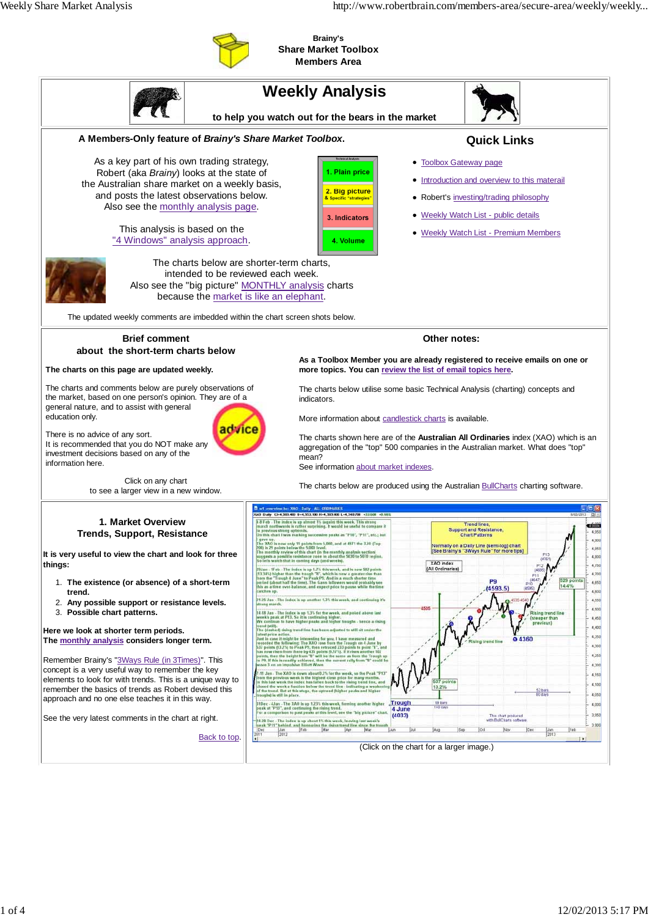**Brainy's**
**Share Market Toolbox**
**Members Area**

# Weekly Analysis

**to help you watch out for the bears in the market**

**A Members-Only feature of *Brainy's Share Market Toolbox*.**

As a key part of his own trading strategy, Robert (aka *Brainy*) looks at the state of the Australian share market on a weekly basis, and posts the latest observations below.
Also see the monthly analysis page.

This analysis is based on the "4 Windows" analysis approach.

1. Plain price
2. Big picture & Specific "strategies"
3. Indicators
4. Volume

The charts below are shorter-term charts, intended to be reviewed each week.
Also see the "big picture" MONTHLY analysis charts because the market is like an elephant.

The updated weekly comments are imbedded within the chart screen shots below.

## Quick Links

- Toolbox Gateway page
- Introduction and overview to this materail
- Robert's investing/trading philosophy
- Weekly Watch List - public details
- Weekly Watch List - Premium Members

## Brief comment about the short-term charts below

**The charts on this page are updated weekly.**

The charts and comments below are purely observations of the market, based on one person's opinion. They are of a general nature, and to assist with general education only.

There is no advice of any sort.
It is recommended that you do NOT make any investment decisions based on any of the information here.

Click on any chart to see a larger view in a new window.

## Other notes:

**As a Toolbox Member you are already registered to receive emails on one or more topics. You can review the list of email topics here.**

The charts below utilise some basic Technical Analysis (charting) concepts and indicators.

More information about candlestick charts is available.

The charts shown here are of the **Australian All Ordinaries** index (XAO) which is an aggregation of the "top" 500 companies in the Australian market. What does "top" mean?
See information about market indexes.

The charts below are produced using the Australian BullCharts charting software.

## 1. Market Overview Trends, Support, Resistance

**It is very useful to view the chart and look for three things:**

1. **The existence (or absence) of a short-term trend.**
2. **Any possible support or resistance levels.**
3. **Possible chart patterns.**

**Here we look at shorter term periods.**
**The monthly analysis considers longer term.**

Remember Brainy's "3Ways Rule (in 3Times)". This concept is a very useful way to remember the key elements to look for with trends. This is a unique way to remember the basics of trends as Robert devised this approach and no one else teaches it in this way.

See the very latest comments in the chart at right.

Back to top.

(Click on the chart for a larger image.)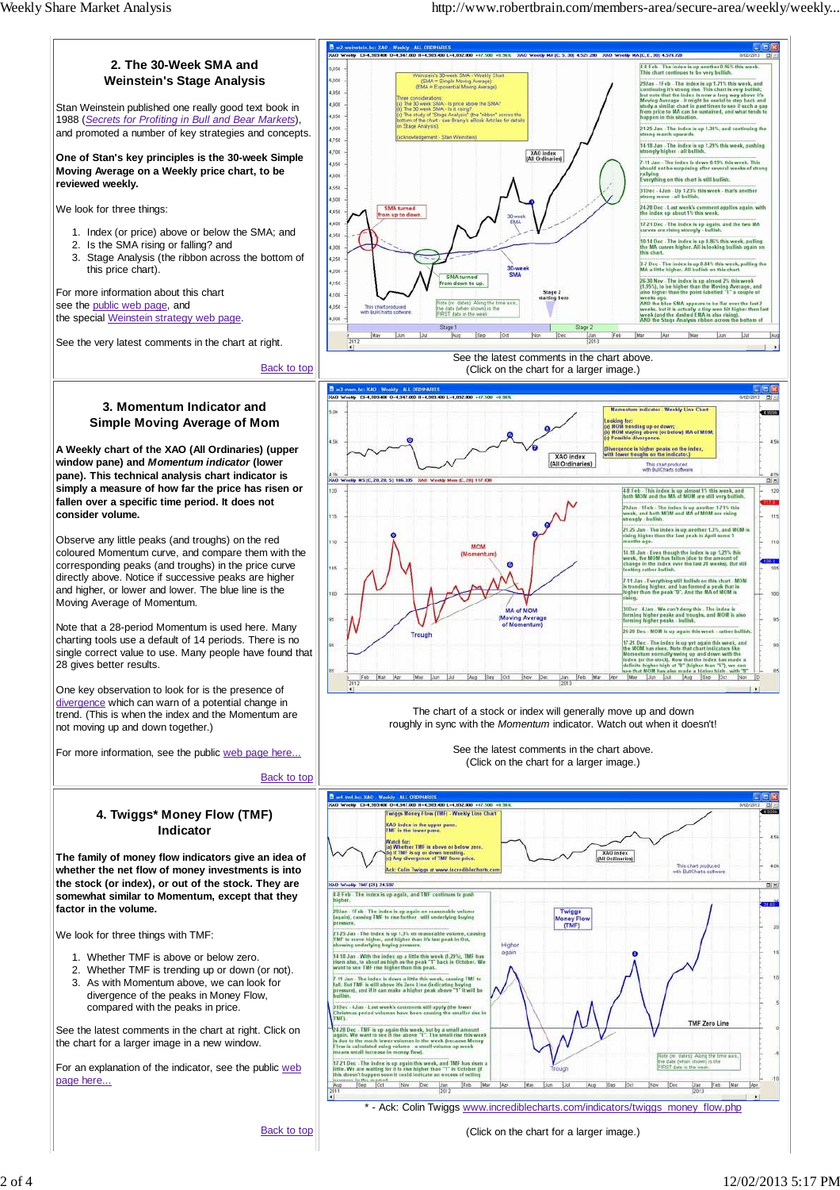## 2. The 30-Week SMA and Weinstein's Stage Analysis

Stan Weinstein published one really good text book in 1988 (*Secrets for Profiting in Bull and Bear Markets*), and promoted a number of key strategies and concepts.

**One of Stan's key principles is the 30-week Simple Moving Average on a Weekly price chart, to be reviewed weekly.**

We look for three things:

1. Index (or price) above or below the SMA; and
2. Is the SMA rising or falling? and
3. Stage Analysis (the ribbon across the bottom of this price chart).

For more information about this chart see the public web page, and the special Weinstein strategy web page.

See the very latest comments in the chart at right.

Back to top

See the latest comments in the chart above.
(Click on the chart for a larger image.)

## 3. Momentum Indicator and Simple Moving Average of Mom

**A Weekly chart of the XAO (All Ordinaries) (upper window pane) and *Momentum indicator* (lower pane). This technical analysis chart indicator is simply a measure of how far the price has risen or fallen over a specific time period. It does not consider volume.**

Observe any little peaks (and troughs) on the red coloured Momentum curve, and compare them with the corresponding peaks (and troughs) in the price curve directly above. Notice if successive peaks are higher and higher, or lower and lower. The blue line is the Moving Average of Momentum.

Note that a 28-period Momentum is used here. Many charting tools use a default of 14 periods. There is no single correct value to use. Many people have found that 28 gives better results.

One key observation to look for is the presence of divergence which can warn of a potential change in trend. (This is when the index and the Momentum are not moving up and down together.)

For more information, see the public web page here...

Back to top

The chart of a stock or index will generally move up and down roughly in sync with the *Momentum* indicator. Watch out when it doesn't!

See the latest comments in the chart above.
(Click on the chart for a larger image.)

## 4. Twiggs* Money Flow (TMF) Indicator

**The family of money flow indicators give an idea of whether the net flow of money investments is into the stock (or index), or out of the stock. They are somewhat similar to Momentum, except that they factor in the volume.**

We look for three things with TMF:

1. Whether TMF is above or below zero.
2. Whether TMF is trending up or down (or not).
3. As with Momentum above, we can look for divergence of the peaks in Money Flow, compared with the peaks in price.

See the latest comments in the chart at right. Click on the chart for a larger image in a new window.

For an explanation of the indicator, see the public web page here...

Back to top

\* - Ack: Colin Twiggs www.incrediblecharts.com/indicators/twiggs_money_flow.php

(Click on the chart for a larger image.)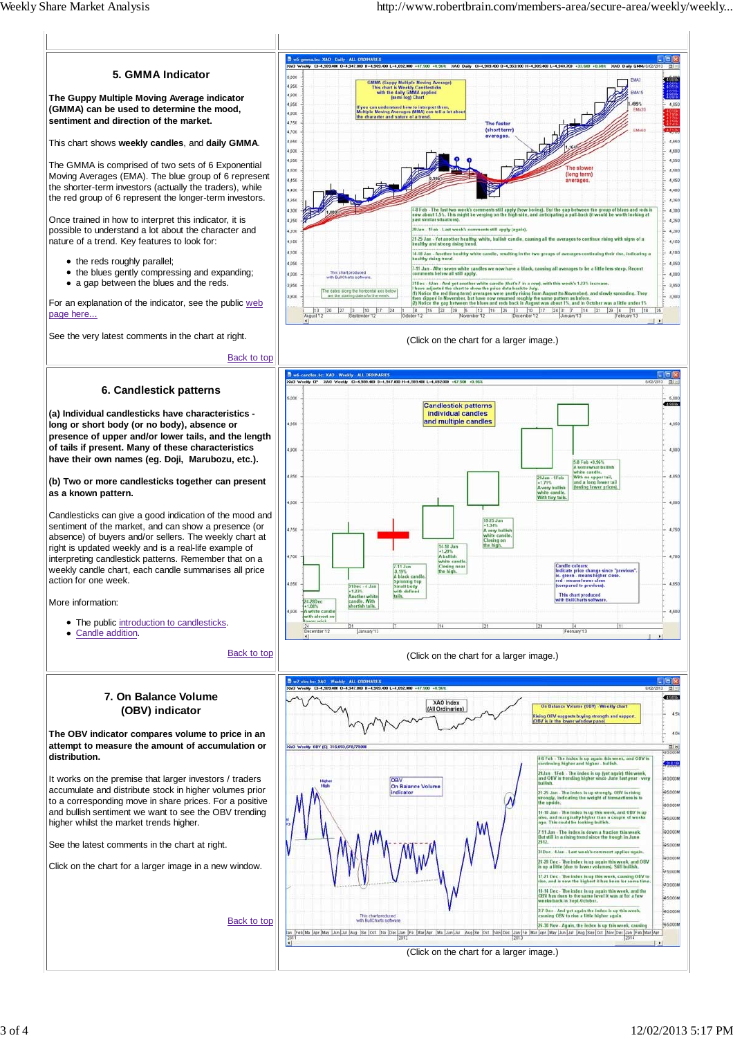## 5. GMMA Indicator

**The Guppy Multiple Moving Average indicator (GMMA) can be used to determine the mood, sentiment and direction of the market.**

This chart shows **weekly candles**, and **daily GMMA**.

The GMMA is comprised of two sets of 6 Exponential Moving Averages (EMA). The blue group of 6 represent the shorter-term investors (actually the traders), while the red group of 6 represent the longer-term investors.

Once trained in how to interpret this indicator, it is possible to understand a lot about the character and nature of a trend. Key features to look for:

- the reds roughly parallel;
- the blues gently compressing and expanding;
- a gap between the blues and the reds.

For an explanation of the indicator, see the public web page here...

See the very latest comments in the chart at right.

Back to top

(Click on the chart for a larger image.)

## 6. Candlestick patterns

**(a) Individual candlesticks have characteristics - long or short body (or no body), absence or presence of upper and/or lower tails, and the length of tails if present. Many of these characteristics have their own names (eg. Doji, Marubozu, etc.).**

**(b) Two or more candlesticks together can present as a known pattern.**

Candlesticks can give a good indication of the mood and sentiment of the market, and can show a presence (or absence) of buyers and/or sellers. The weekly chart at right is updated weekly and is a real-life example of interpreting candlestick patterns. Remember that on a weekly candle chart, each candle summarises all price action for one week.

More information:

- The public introduction to candlesticks.
- Candle addition.

Back to top

(Click on the chart for a larger image.)

## 7. On Balance Volume (OBV) indicator

**The OBV indicator compares volume to price in an attempt to measure the amount of accumulation or distribution.**

It works on the premise that larger investors / traders accumulate and distribute stock in higher volumes prior to a corresponding move in share prices. For a positive and bullish sentiment we want to see the OBV trending higher whilst the market trends higher.

See the latest comments in the chart at right.

Click on the chart for a larger image in a new window.

Back to top

(Click on the chart for a larger image.)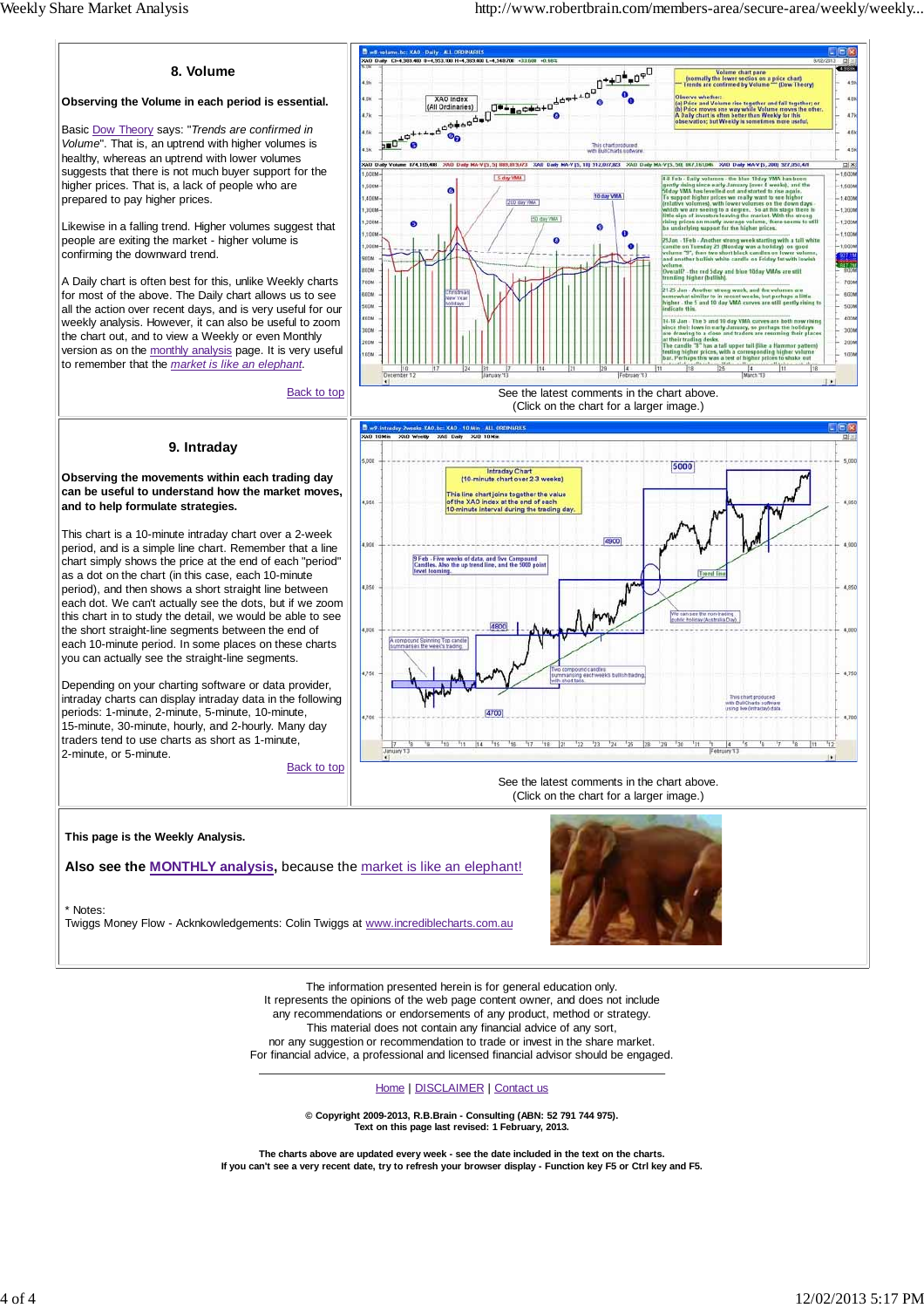## 8. Volume

**Observing the Volume in each period is essential.**

Basic Dow Theory says: "*Trends are confirmed in Volume*". That is, an uptrend with higher volumes is healthy, whereas an uptrend with lower volumes suggests that there is not much buyer support for the higher prices. That is, a lack of people who are prepared to pay higher prices.

Likewise in a falling trend. Higher volumes suggest that people are exiting the market - higher volume is confirming the downward trend.

A Daily chart is often best for this, unlike Weekly charts for most of the above. The Daily chart allows us to see all the action over recent days, and is very useful for our weekly analysis. However, it can also be useful to zoom the chart out, and to view a Weekly or even Monthly version as on the monthly analysis page. It is very useful to remember that the *market is like an elephant*.

Back to top

See the latest comments in the chart above.
(Click on the chart for a larger image.)

## 9. Intraday

**Observing the movements within each trading day can be useful to understand how the market moves, and to help formulate strategies.**

This chart is a 10-minute intraday chart over a 2-week period, and is a simple line chart. Remember that a line chart simply shows the price at the end of each "period" as a dot on the chart (in this case, each 10-minute period), and then shows a short straight line between each dot. We can't actually see the dots, but if we zoom this chart in to study the detail, we would be able to see the short straight-line segments between the end of each 10-minute period. In some places on these charts you can actually see the straight-line segments.

Depending on your charting software or data provider, intraday charts can display intraday data in the following periods: 1-minute, 2-minute, 5-minute, 10-minute, 15-minute, 30-minute, hourly, and 2-hourly. Many day traders tend to use charts as short as 1-minute, 2-minute, or 5-minute.

Back to top

See the latest comments in the chart above.
(Click on the chart for a larger image.)

**This page is the Weekly Analysis.**

**Also see the MONTHLY analysis,** because the market is like an elephant!

\* Notes:
Twiggs Money Flow - Acknkowledgements: Colin Twiggs at www.incrediblecharts.com.au

The information presented herein is for general education only.
It represents the opinions of the web page content owner, and does not include any recommendations or endorsements of any product, method or strategy.
This material does not contain any financial advice of any sort,
nor any suggestion or recommendation to trade or invest in the share market.
For financial advice, a professional and licensed financial advisor should be engaged.

---

Home | DISCLAIMER | Contact us

**© Copyright 2009-2013, R.B.Brain - Consulting (ABN: 52 791 744 975).**
**Text on this page last revised: 1 February, 2013.**

**The charts above are updated every week - see the date included in the text on the charts.**
**If you can't see a very recent date, try to refresh your browser display - Function key F5 or Ctrl key and F5.**